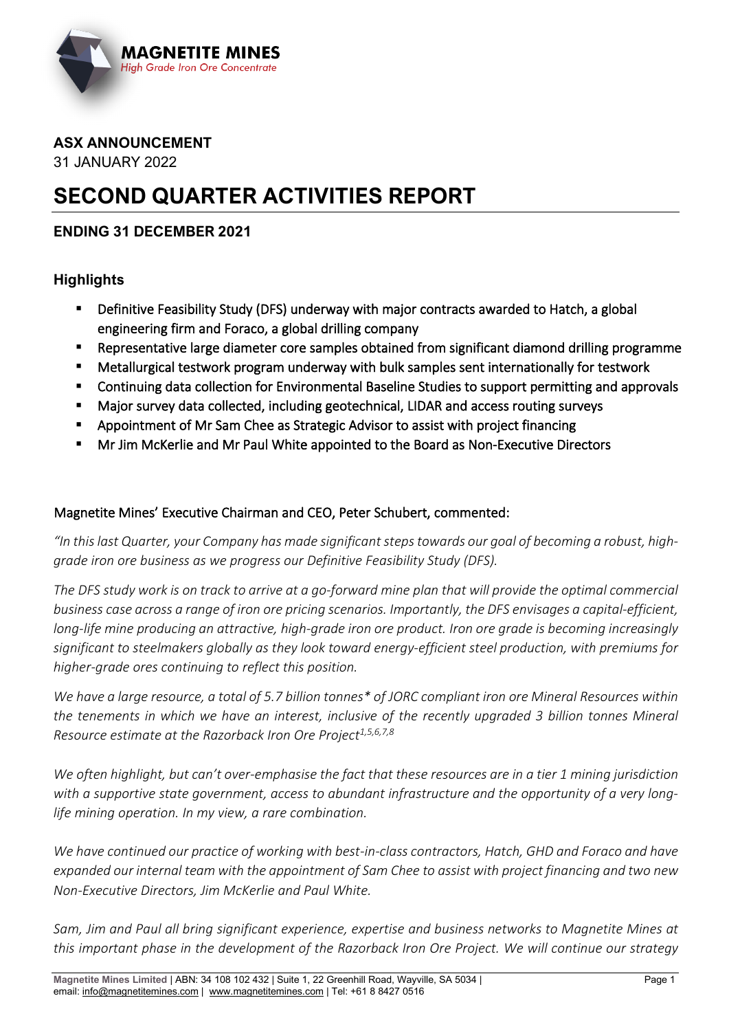MAGNETITE MINES
High Grade Iron Ore Concentrate

**ASX ANNOUNCEMENT**
31 JANUARY 2022

# SECOND QUARTER ACTIVITIES REPORT

## ENDING 31 DECEMBER 2021

### Highlights

- Definitive Feasibility Study (DFS) underway with major contracts awarded to Hatch, a global engineering firm and Foraco, a global drilling company
- Representative large diameter core samples obtained from significant diamond drilling programme
- Metallurgical testwork program underway with bulk samples sent internationally for testwork
- Continuing data collection for Environmental Baseline Studies to support permitting and approvals
- Major survey data collected, including geotechnical, LIDAR and access routing surveys
- Appointment of Mr Sam Chee as Strategic Advisor to assist with project financing
- Mr Jim McKerlie and Mr Paul White appointed to the Board as Non-Executive Directors

Magnetite Mines' Executive Chairman and CEO, Peter Schubert, commented:

*"In this last Quarter, your Company has made significant steps towards our goal of becoming a robust, high-grade iron ore business as we progress our Definitive Feasibility Study (DFS).*

*The DFS study work is on track to arrive at a go-forward mine plan that will provide the optimal commercial business case across a range of iron ore pricing scenarios. Importantly, the DFS envisages a capital-efficient, long-life mine producing an attractive, high-grade iron ore product. Iron ore grade is becoming increasingly significant to steelmakers globally as they look toward energy-efficient steel production, with premiums for higher-grade ores continuing to reflect this position.*

*We have a large resource, a total of 5.7 billion tonnes* of JORC compliant iron ore Mineral Resources within the tenements in which we have an interest, inclusive of the recently upgraded 3 billion tonnes Mineral Resource estimate at the Razorback Iron Ore Project[1,5,6,7,8]*

*We often highlight, but can't over-emphasise the fact that these resources are in a tier 1 mining jurisdiction with a supportive state government, access to abundant infrastructure and the opportunity of a very long-life mining operation. In my view, a rare combination.*

*We have continued our practice of working with best-in-class contractors, Hatch, GHD and Foraco and have expanded our internal team with the appointment of Sam Chee to assist with project financing and two new Non-Executive Directors, Jim McKerlie and Paul White.*

*Sam, Jim and Paul all bring significant experience, expertise and business networks to Magnetite Mines at this important phase in the development of the Razorback Iron Ore Project. We will continue our strategy*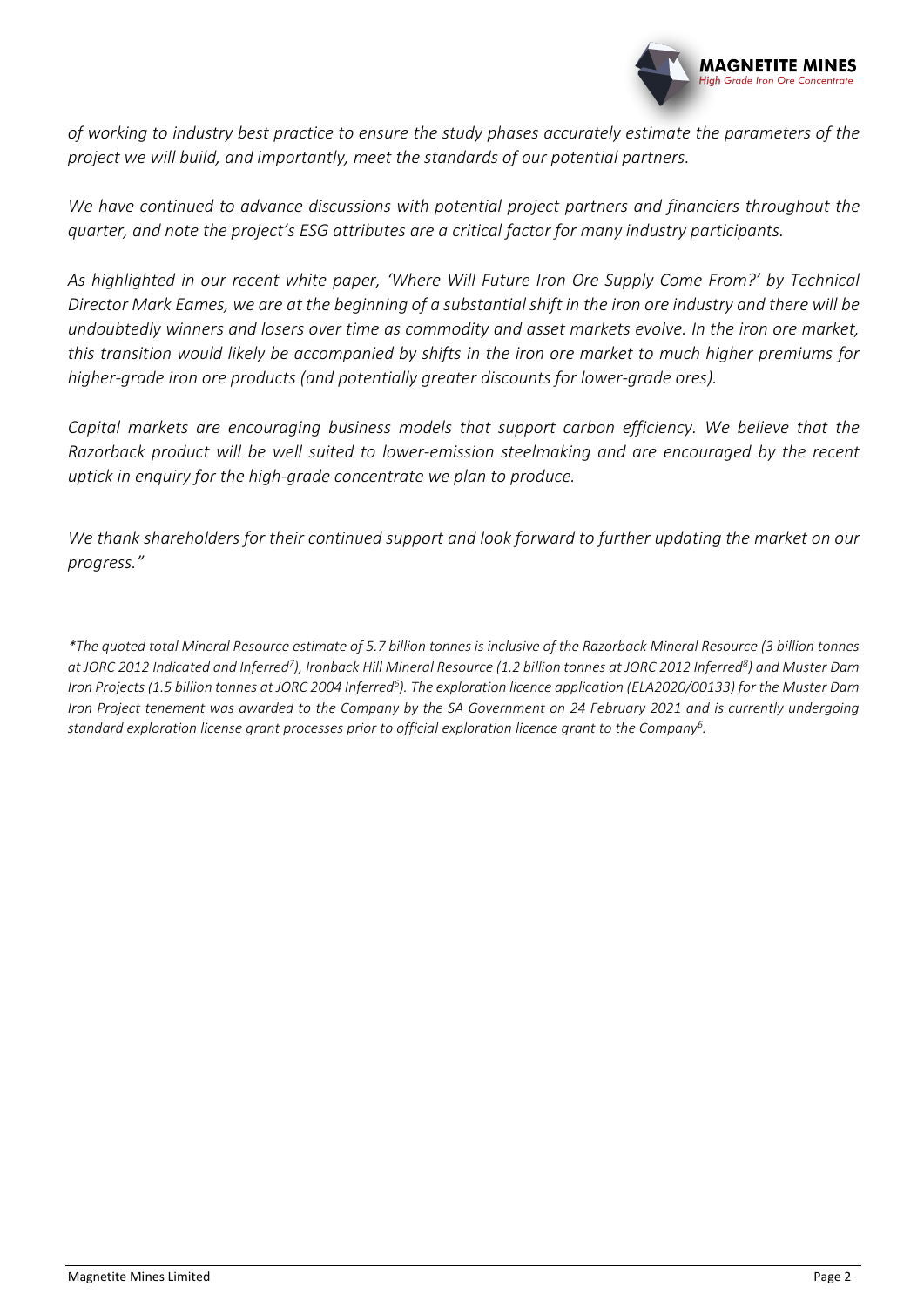*of working to industry best practice to ensure the study phases accurately estimate the parameters of the project we will build, and importantly, meet the standards of our potential partners.*

*We have continued to advance discussions with potential project partners and financiers throughout the quarter, and note the project's ESG attributes are a critical factor for many industry participants.*

*As highlighted in our recent white paper, 'Where Will Future Iron Ore Supply Come From?' by Technical Director Mark Eames, we are at the beginning of a substantial shift in the iron ore industry and there will be undoubtedly winners and losers over time as commodity and asset markets evolve. In the iron ore market, this transition would likely be accompanied by shifts in the iron ore market to much higher premiums for higher-grade iron ore products (and potentially greater discounts for lower-grade ores).*

*Capital markets are encouraging business models that support carbon efficiency. We believe that the Razorback product will be well suited to lower-emission steelmaking and are encouraged by the recent uptick in enquiry for the high-grade concentrate we plan to produce.*

*We thank shareholders for their continued support and look forward to further updating the market on our progress."*

*\*The quoted total Mineral Resource estimate of 5.7 billion tonnes is inclusive of the Razorback Mineral Resource (3 billion tonnes at JORC 2012 Indicated and Inferred[7]), Ironback Hill Mineral Resource (1.2 billion tonnes at JORC 2012 Inferred[8]) and Muster Dam Iron Projects (1.5 billion tonnes at JORC 2004 Inferred[6]). The exploration licence application (ELA2020/00133) for the Muster Dam Iron Project tenement was awarded to the Company by the SA Government on 24 February 2021 and is currently undergoing standard exploration license grant processes prior to official exploration licence grant to the Company[6].*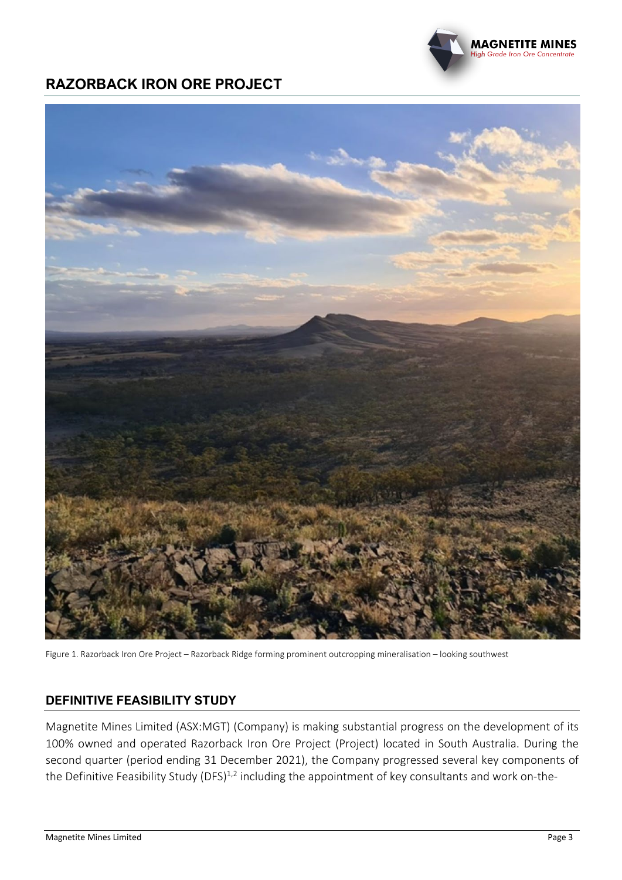# RAZORBACK IRON ORE PROJECT

Figure 1. Razorback Iron Ore Project – Razorback Ridge forming prominent outcropping mineralisation – looking southwest

## DEFINITIVE FEASIBILITY STUDY

Magnetite Mines Limited (ASX:MGT) (Company) is making substantial progress on the development of its 100% owned and operated Razorback Iron Ore Project (Project) located in South Australia. During the second quarter (period ending 31 December 2021), the Company progressed several key components of the Definitive Feasibility Study (DFS)[1,2] including the appointment of key consultants and work on-the-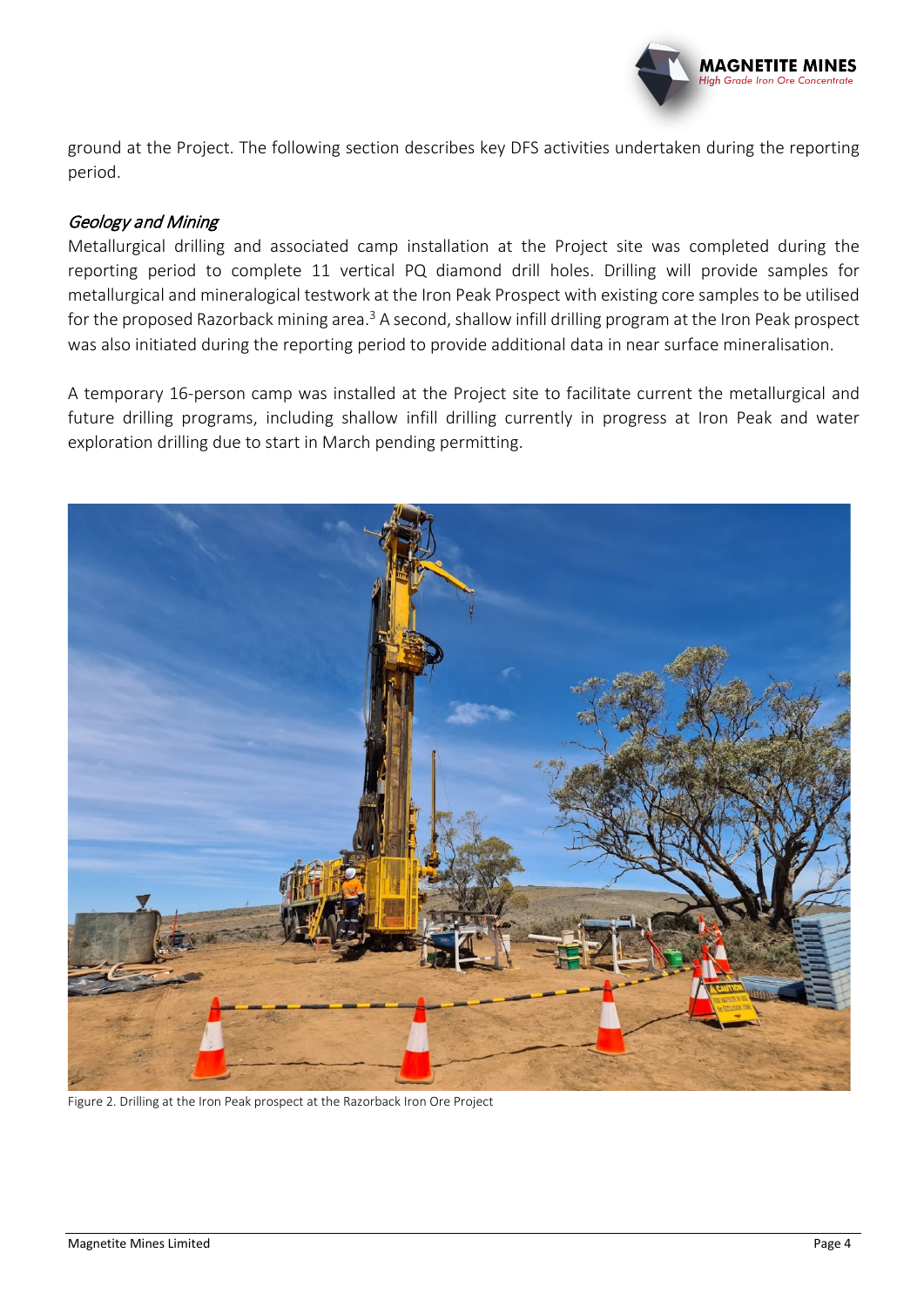ground at the Project. The following section describes key DFS activities undertaken during the reporting period.

*Geology and Mining*

Metallurgical drilling and associated camp installation at the Project site was completed during the reporting period to complete 11 vertical PQ diamond drill holes. Drilling will provide samples for metallurgical and mineralogical testwork at the Iron Peak Prospect with existing core samples to be utilised for the proposed Razorback mining area.[3] A second, shallow infill drilling program at the Iron Peak prospect was also initiated during the reporting period to provide additional data in near surface mineralisation.

A temporary 16-person camp was installed at the Project site to facilitate current the metallurgical and future drilling programs, including shallow infill drilling currently in progress at Iron Peak and water exploration drilling due to start in March pending permitting.

Figure 2. Drilling at the Iron Peak prospect at the Razorback Iron Ore Project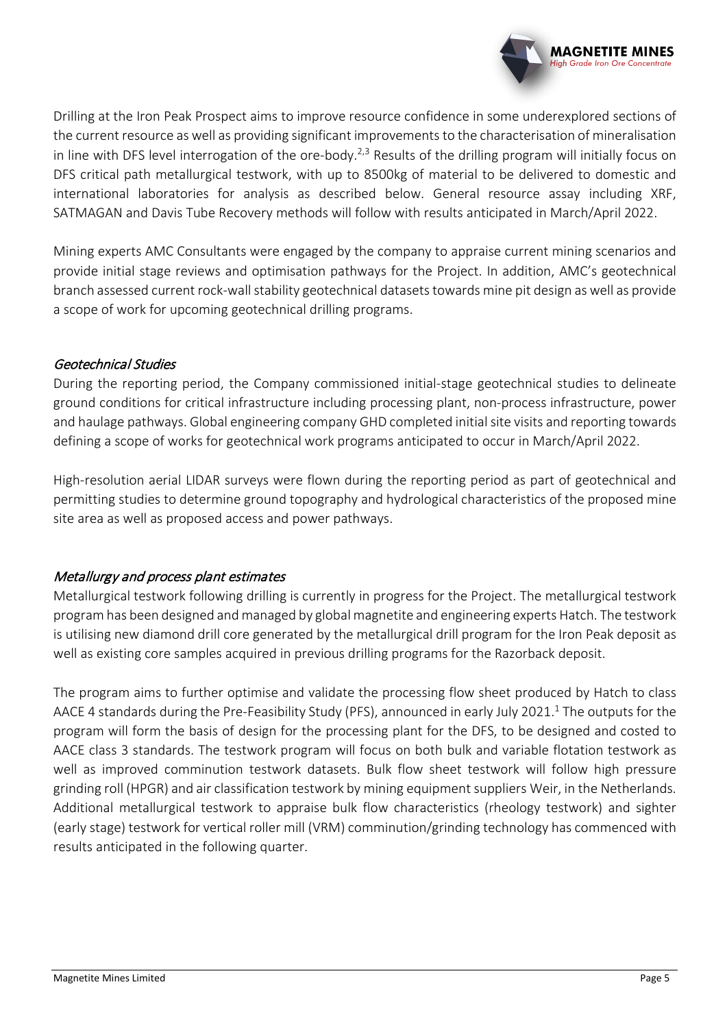Drilling at the Iron Peak Prospect aims to improve resource confidence in some underexplored sections of the current resource as well as providing significant improvements to the characterisation of mineralisation in line with DFS level interrogation of the ore-body.[2,3] Results of the drilling program will initially focus on DFS critical path metallurgical testwork, with up to 8500kg of material to be delivered to domestic and international laboratories for analysis as described below. General resource assay including XRF, SATMAGAN and Davis Tube Recovery methods will follow with results anticipated in March/April 2022.

Mining experts AMC Consultants were engaged by the company to appraise current mining scenarios and provide initial stage reviews and optimisation pathways for the Project. In addition, AMC's geotechnical branch assessed current rock-wall stability geotechnical datasets towards mine pit design as well as provide a scope of work for upcoming geotechnical drilling programs.

### *Geotechnical Studies*

During the reporting period, the Company commissioned initial-stage geotechnical studies to delineate ground conditions for critical infrastructure including processing plant, non-process infrastructure, power and haulage pathways. Global engineering company GHD completed initial site visits and reporting towards defining a scope of works for geotechnical work programs anticipated to occur in March/April 2022.

High-resolution aerial LIDAR surveys were flown during the reporting period as part of geotechnical and permitting studies to determine ground topography and hydrological characteristics of the proposed mine site area as well as proposed access and power pathways.

### *Metallurgy and process plant estimates*

Metallurgical testwork following drilling is currently in progress for the Project. The metallurgical testwork program has been designed and managed by global magnetite and engineering experts Hatch. The testwork is utilising new diamond drill core generated by the metallurgical drill program for the Iron Peak deposit as well as existing core samples acquired in previous drilling programs for the Razorback deposit.

The program aims to further optimise and validate the processing flow sheet produced by Hatch to class AACE 4 standards during the Pre-Feasibility Study (PFS), announced in early July 2021.[1] The outputs for the program will form the basis of design for the processing plant for the DFS, to be designed and costed to AACE class 3 standards. The testwork program will focus on both bulk and variable flotation testwork as well as improved comminution testwork datasets. Bulk flow sheet testwork will follow high pressure grinding roll (HPGR) and air classification testwork by mining equipment suppliers Weir, in the Netherlands. Additional metallurgical testwork to appraise bulk flow characteristics (rheology testwork) and sighter (early stage) testwork for vertical roller mill (VRM) comminution/grinding technology has commenced with results anticipated in the following quarter.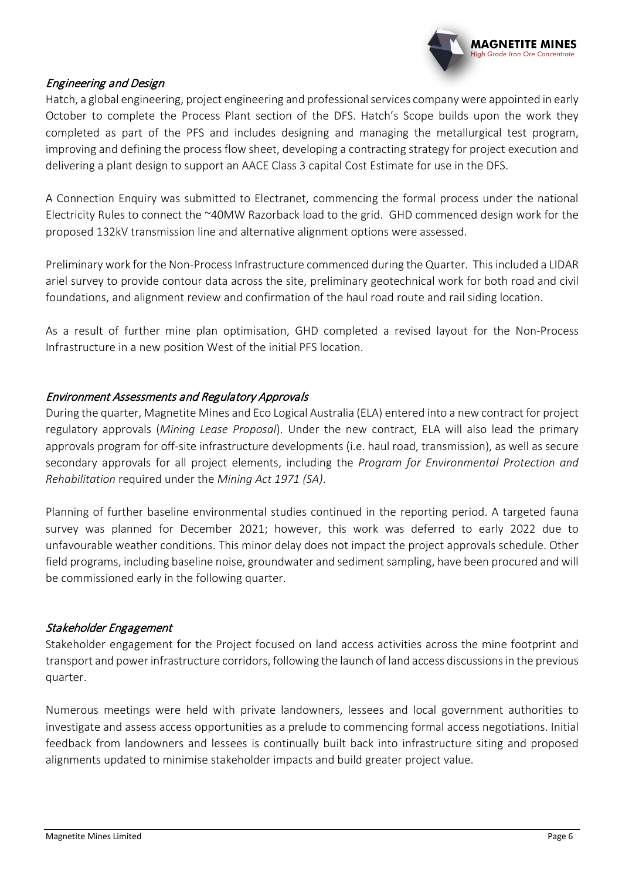### *Engineering and Design*

Hatch, a global engineering, project engineering and professional services company were appointed in early October to complete the Process Plant section of the DFS. Hatch's Scope builds upon the work they completed as part of the PFS and includes designing and managing the metallurgical test program, improving and defining the process flow sheet, developing a contracting strategy for project execution and delivering a plant design to support an AACE Class 3 capital Cost Estimate for use in the DFS.

A Connection Enquiry was submitted to Electranet, commencing the formal process under the national Electricity Rules to connect the ~40MW Razorback load to the grid. GHD commenced design work for the proposed 132kV transmission line and alternative alignment options were assessed.

Preliminary work for the Non-Process Infrastructure commenced during the Quarter. This included a LIDAR ariel survey to provide contour data across the site, preliminary geotechnical work for both road and civil foundations, and alignment review and confirmation of the haul road route and rail siding location.

As a result of further mine plan optimisation, GHD completed a revised layout for the Non-Process Infrastructure in a new position West of the initial PFS location.

### *Environment Assessments and Regulatory Approvals*

During the quarter, Magnetite Mines and Eco Logical Australia (ELA) entered into a new contract for project regulatory approvals (*Mining Lease Proposal*). Under the new contract, ELA will also lead the primary approvals program for off-site infrastructure developments (i.e. haul road, transmission), as well as secure secondary approvals for all project elements, including the *Program for Environmental Protection and Rehabilitation* required under the *Mining Act 1971 (SA)*.

Planning of further baseline environmental studies continued in the reporting period. A targeted fauna survey was planned for December 2021; however, this work was deferred to early 2022 due to unfavourable weather conditions. This minor delay does not impact the project approvals schedule. Other field programs, including baseline noise, groundwater and sediment sampling, have been procured and will be commissioned early in the following quarter.

### *Stakeholder Engagement*

Stakeholder engagement for the Project focused on land access activities across the mine footprint and transport and power infrastructure corridors, following the launch of land access discussions in the previous quarter.

Numerous meetings were held with private landowners, lessees and local government authorities to investigate and assess access opportunities as a prelude to commencing formal access negotiations. Initial feedback from landowners and lessees is continually built back into infrastructure siting and proposed alignments updated to minimise stakeholder impacts and build greater project value.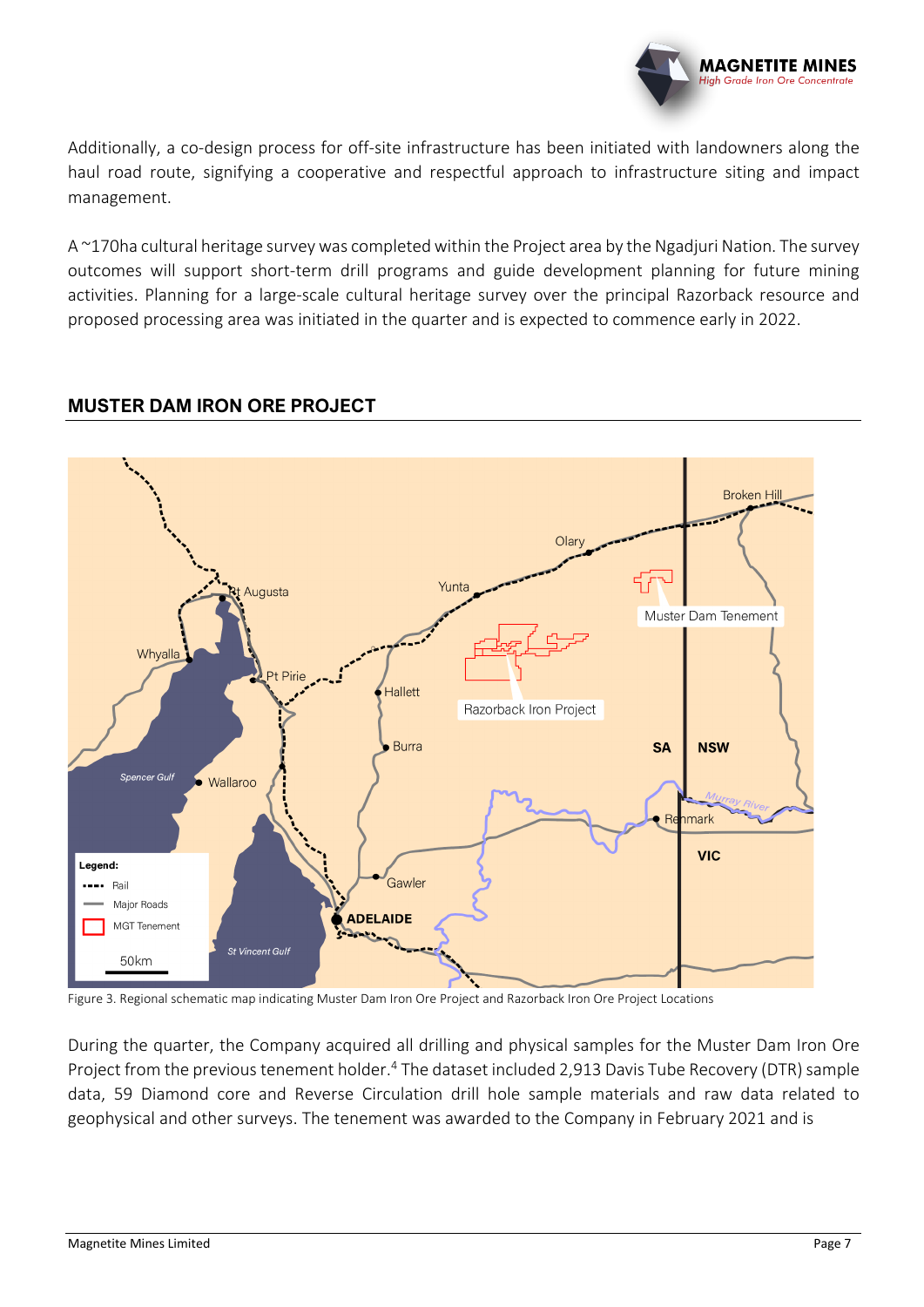Additionally, a co-design process for off-site infrastructure has been initiated with landowners along the haul road route, signifying a cooperative and respectful approach to infrastructure siting and impact management.

A ~170ha cultural heritage survey was completed within the Project area by the Ngadjuri Nation. The survey outcomes will support short-term drill programs and guide development planning for future mining activities. Planning for a large-scale cultural heritage survey over the principal Razorback resource and proposed processing area was initiated in the quarter and is expected to commence early in 2022.

## MUSTER DAM IRON ORE PROJECT

Figure 3. Regional schematic map indicating Muster Dam Iron Ore Project and Razorback Iron Ore Project Locations

During the quarter, the Company acquired all drilling and physical samples for the Muster Dam Iron Ore Project from the previous tenement holder.[4] The dataset included 2,913 Davis Tube Recovery (DTR) sample data, 59 Diamond core and Reverse Circulation drill hole sample materials and raw data related to geophysical and other surveys. The tenement was awarded to the Company in February 2021 and is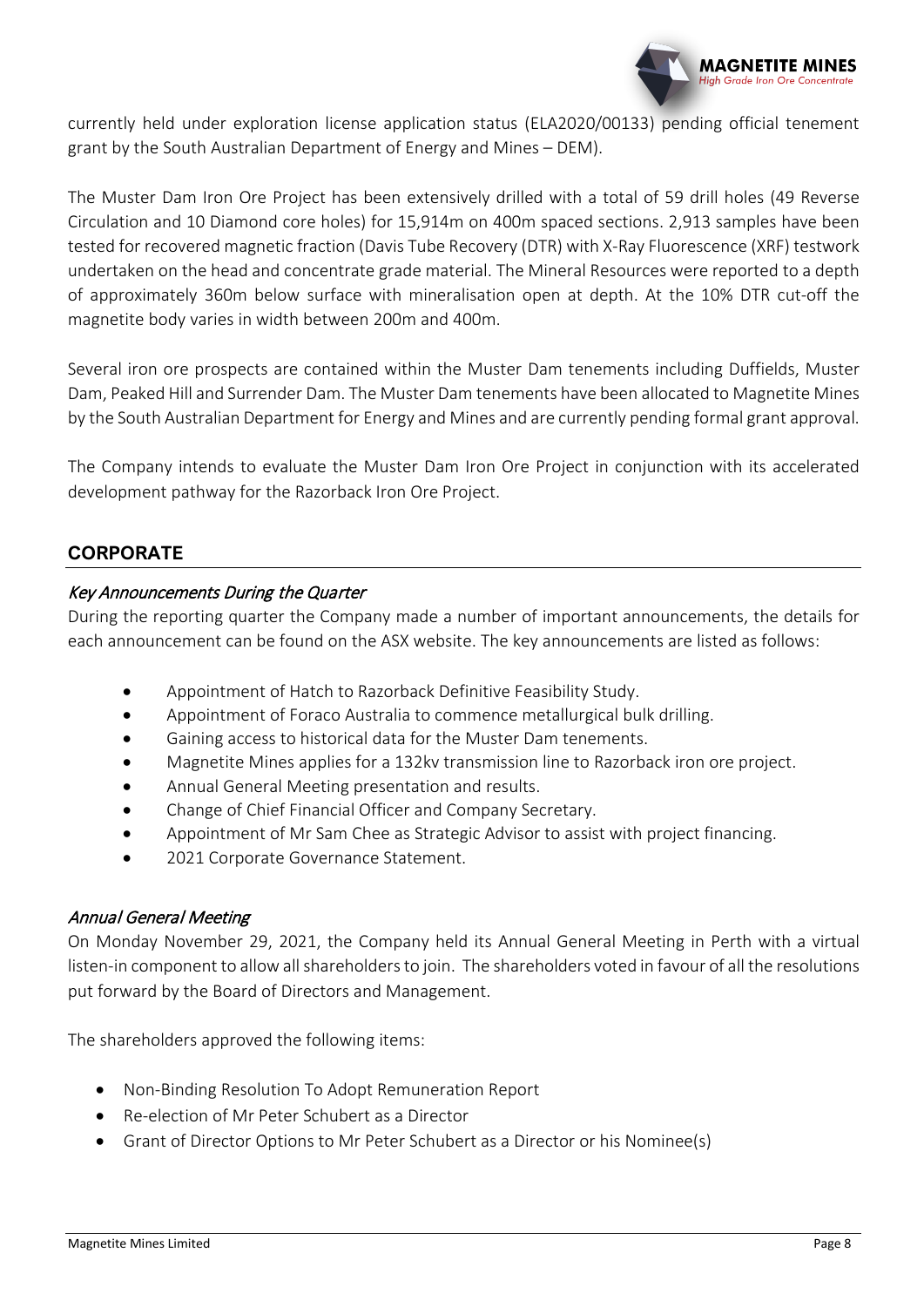currently held under exploration license application status (ELA2020/00133) pending official tenement grant by the South Australian Department of Energy and Mines – DEM).

The Muster Dam Iron Ore Project has been extensively drilled with a total of 59 drill holes (49 Reverse Circulation and 10 Diamond core holes) for 15,914m on 400m spaced sections. 2,913 samples have been tested for recovered magnetic fraction (Davis Tube Recovery (DTR) with X-Ray Fluorescence (XRF) testwork undertaken on the head and concentrate grade material. The Mineral Resources were reported to a depth of approximately 360m below surface with mineralisation open at depth. At the 10% DTR cut-off the magnetite body varies in width between 200m and 400m.

Several iron ore prospects are contained within the Muster Dam tenements including Duffields, Muster Dam, Peaked Hill and Surrender Dam. The Muster Dam tenements have been allocated to Magnetite Mines by the South Australian Department for Energy and Mines and are currently pending formal grant approval.

The Company intends to evaluate the Muster Dam Iron Ore Project in conjunction with its accelerated development pathway for the Razorback Iron Ore Project.

## CORPORATE

### *Key Announcements During the Quarter*

During the reporting quarter the Company made a number of important announcements, the details for each announcement can be found on the ASX website. The key announcements are listed as follows:

- Appointment of Hatch to Razorback Definitive Feasibility Study.
- Appointment of Foraco Australia to commence metallurgical bulk drilling.
- Gaining access to historical data for the Muster Dam tenements.
- Magnetite Mines applies for a 132kv transmission line to Razorback iron ore project.
- Annual General Meeting presentation and results.
- Change of Chief Financial Officer and Company Secretary.
- Appointment of Mr Sam Chee as Strategic Advisor to assist with project financing.
- 2021 Corporate Governance Statement.

### *Annual General Meeting*

On Monday November 29, 2021, the Company held its Annual General Meeting in Perth with a virtual listen-in component to allow all shareholders to join. The shareholders voted in favour of all the resolutions put forward by the Board of Directors and Management.

The shareholders approved the following items:

- Non-Binding Resolution To Adopt Remuneration Report
- Re-election of Mr Peter Schubert as a Director
- Grant of Director Options to Mr Peter Schubert as a Director or his Nominee(s)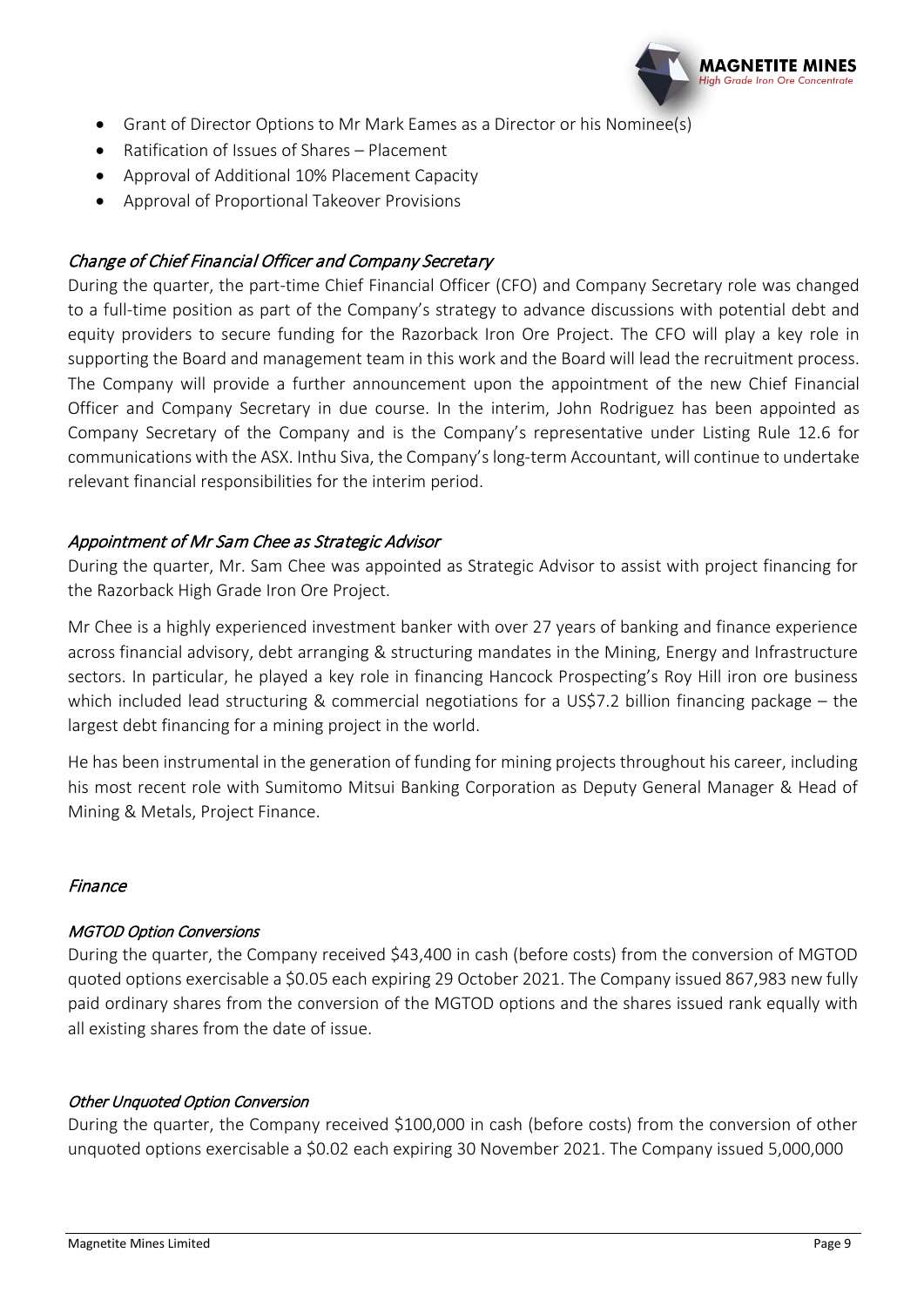- Grant of Director Options to Mr Mark Eames as a Director or his Nominee(s)
- Ratification of Issues of Shares – Placement
- Approval of Additional 10% Placement Capacity
- Approval of Proportional Takeover Provisions

### *Change of Chief Financial Officer and Company Secretary*

During the quarter, the part-time Chief Financial Officer (CFO) and Company Secretary role was changed to a full-time position as part of the Company's strategy to advance discussions with potential debt and equity providers to secure funding for the Razorback Iron Ore Project. The CFO will play a key role in supporting the Board and management team in this work and the Board will lead the recruitment process. The Company will provide a further announcement upon the appointment of the new Chief Financial Officer and Company Secretary in due course. In the interim, John Rodriguez has been appointed as Company Secretary of the Company and is the Company's representative under Listing Rule 12.6 for communications with the ASX. Inthu Siva, the Company's long-term Accountant, will continue to undertake relevant financial responsibilities for the interim period.

### *Appointment of Mr Sam Chee as Strategic Advisor*

During the quarter, Mr. Sam Chee was appointed as Strategic Advisor to assist with project financing for the Razorback High Grade Iron Ore Project.

Mr Chee is a highly experienced investment banker with over 27 years of banking and finance experience across financial advisory, debt arranging & structuring mandates in the Mining, Energy and Infrastructure sectors. In particular, he played a key role in financing Hancock Prospecting's Roy Hill iron ore business which included lead structuring & commercial negotiations for a US$7.2 billion financing package – the largest debt financing for a mining project in the world.

He has been instrumental in the generation of funding for mining projects throughout his career, including his most recent role with Sumitomo Mitsui Banking Corporation as Deputy General Manager & Head of Mining & Metals, Project Finance.

## *Finance*

### *MGTOD Option Conversions*

During the quarter, the Company received $43,400 in cash (before costs) from the conversion of MGTOD quoted options exercisable a $0.05 each expiring 29 October 2021. The Company issued 867,983 new fully paid ordinary shares from the conversion of the MGTOD options and the shares issued rank equally with all existing shares from the date of issue.

### *Other Unquoted Option Conversion*

During the quarter, the Company received $100,000 in cash (before costs) from the conversion of other unquoted options exercisable a $0.02 each expiring 30 November 2021. The Company issued 5,000,000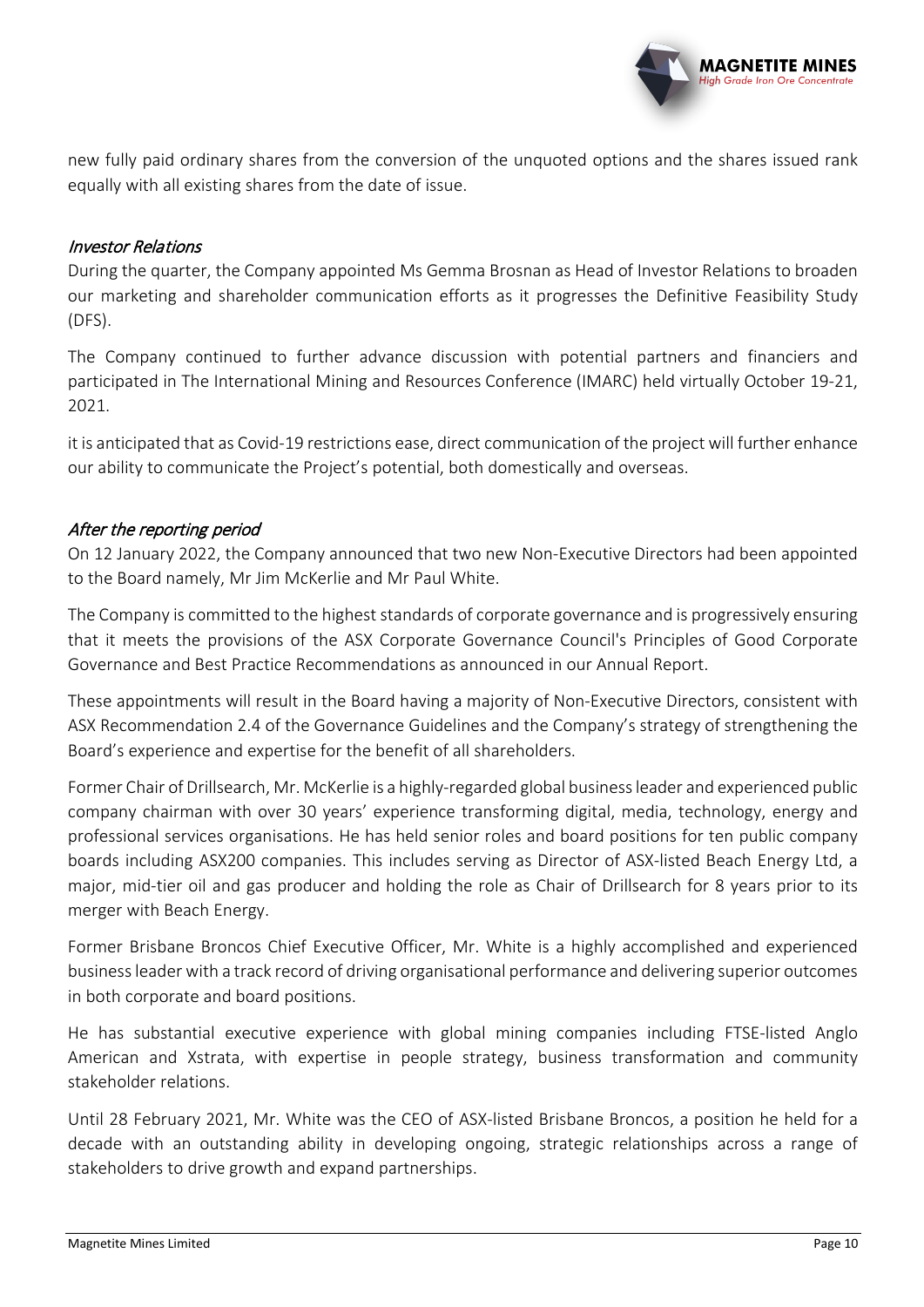new fully paid ordinary shares from the conversion of the unquoted options and the shares issued rank equally with all existing shares from the date of issue.

*Investor Relations*

During the quarter, the Company appointed Ms Gemma Brosnan as Head of Investor Relations to broaden our marketing and shareholder communication efforts as it progresses the Definitive Feasibility Study (DFS).

The Company continued to further advance discussion with potential partners and financiers and participated in The International Mining and Resources Conference (IMARC) held virtually October 19-21, 2021.

it is anticipated that as Covid-19 restrictions ease, direct communication of the project will further enhance our ability to communicate the Project's potential, both domestically and overseas.

*After the reporting period*

On 12 January 2022, the Company announced that two new Non-Executive Directors had been appointed to the Board namely, Mr Jim McKerlie and Mr Paul White.

The Company is committed to the highest standards of corporate governance and is progressively ensuring that it meets the provisions of the ASX Corporate Governance Council's Principles of Good Corporate Governance and Best Practice Recommendations as announced in our Annual Report.

These appointments will result in the Board having a majority of Non-Executive Directors, consistent with ASX Recommendation 2.4 of the Governance Guidelines and the Company's strategy of strengthening the Board's experience and expertise for the benefit of all shareholders.

Former Chair of Drillsearch, Mr. McKerlie is a highly-regarded global business leader and experienced public company chairman with over 30 years' experience transforming digital, media, technology, energy and professional services organisations. He has held senior roles and board positions for ten public company boards including ASX200 companies. This includes serving as Director of ASX-listed Beach Energy Ltd, a major, mid-tier oil and gas producer and holding the role as Chair of Drillsearch for 8 years prior to its merger with Beach Energy.

Former Brisbane Broncos Chief Executive Officer, Mr. White is a highly accomplished and experienced business leader with a track record of driving organisational performance and delivering superior outcomes in both corporate and board positions.

He has substantial executive experience with global mining companies including FTSE-listed Anglo American and Xstrata, with expertise in people strategy, business transformation and community stakeholder relations.

Until 28 February 2021, Mr. White was the CEO of ASX-listed Brisbane Broncos, a position he held for a decade with an outstanding ability in developing ongoing, strategic relationships across a range of stakeholders to drive growth and expand partnerships.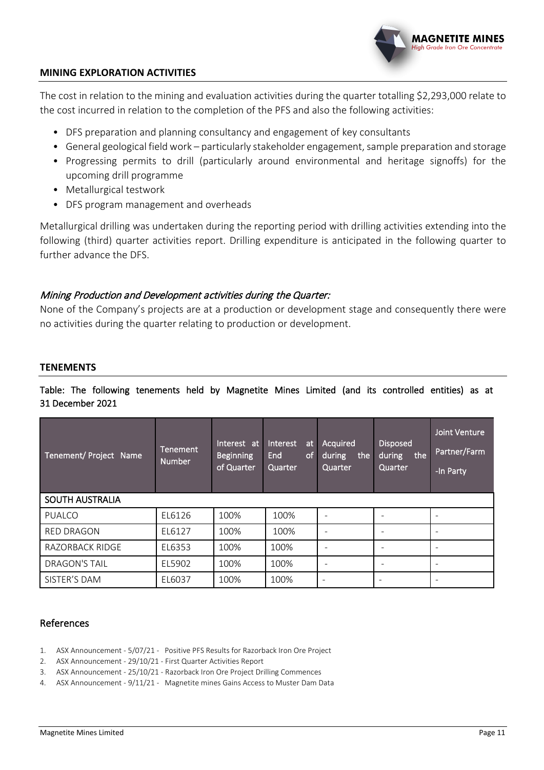## MINING EXPLORATION ACTIVITIES

The cost in relation to the mining and evaluation activities during the quarter totalling $2,293,000 relate to the cost incurred in relation to the completion of the PFS and also the following activities:

- DFS preparation and planning consultancy and engagement of key consultants
- General geological field work – particularly stakeholder engagement, sample preparation and storage
- Progressing permits to drill (particularly around environmental and heritage signoffs) for the upcoming drill programme
- Metallurgical testwork
- DFS program management and overheads

Metallurgical drilling was undertaken during the reporting period with drilling activities extending into the following (third) quarter activities report. Drilling expenditure is anticipated in the following quarter to further advance the DFS.

### *Mining Production and Development activities during the Quarter:*

None of the Company's projects are at a production or development stage and consequently there were no activities during the quarter relating to production or development.

## TENEMENTS

Table: The following tenements held by Magnetite Mines Limited (and its controlled entities) as at 31 December 2021

| Tenement/ Project Name | Tenement Number | Interest at Beginning of Quarter | Interest at End of Quarter | Acquired during the Quarter | Disposed during the Quarter | Joint Venture Partner/Farm -In Party |
|---|---|---|---|---|---|---|
| SOUTH AUSTRALIA | | | | | | |
| PUALCO | EL6126 | 100% | 100% | - | - | - |
| RED DRAGON | EL6127 | 100% | 100% | - | - | - |
| RAZORBACK RIDGE | EL6353 | 100% | 100% | - | - | - |
| DRAGON'S TAIL | EL5902 | 100% | 100% | - | - | - |
| SISTER'S DAM | EL6037 | 100% | 100% | - | - | - |

## References

1. ASX Announcement - 5/07/21 - Positive PFS Results for Razorback Iron Ore Project
2. ASX Announcement - 29/10/21 - First Quarter Activities Report
3. ASX Announcement - 25/10/21 - Razorback Iron Ore Project Drilling Commences
4. ASX Announcement - 9/11/21 - Magnetite mines Gains Access to Muster Dam Data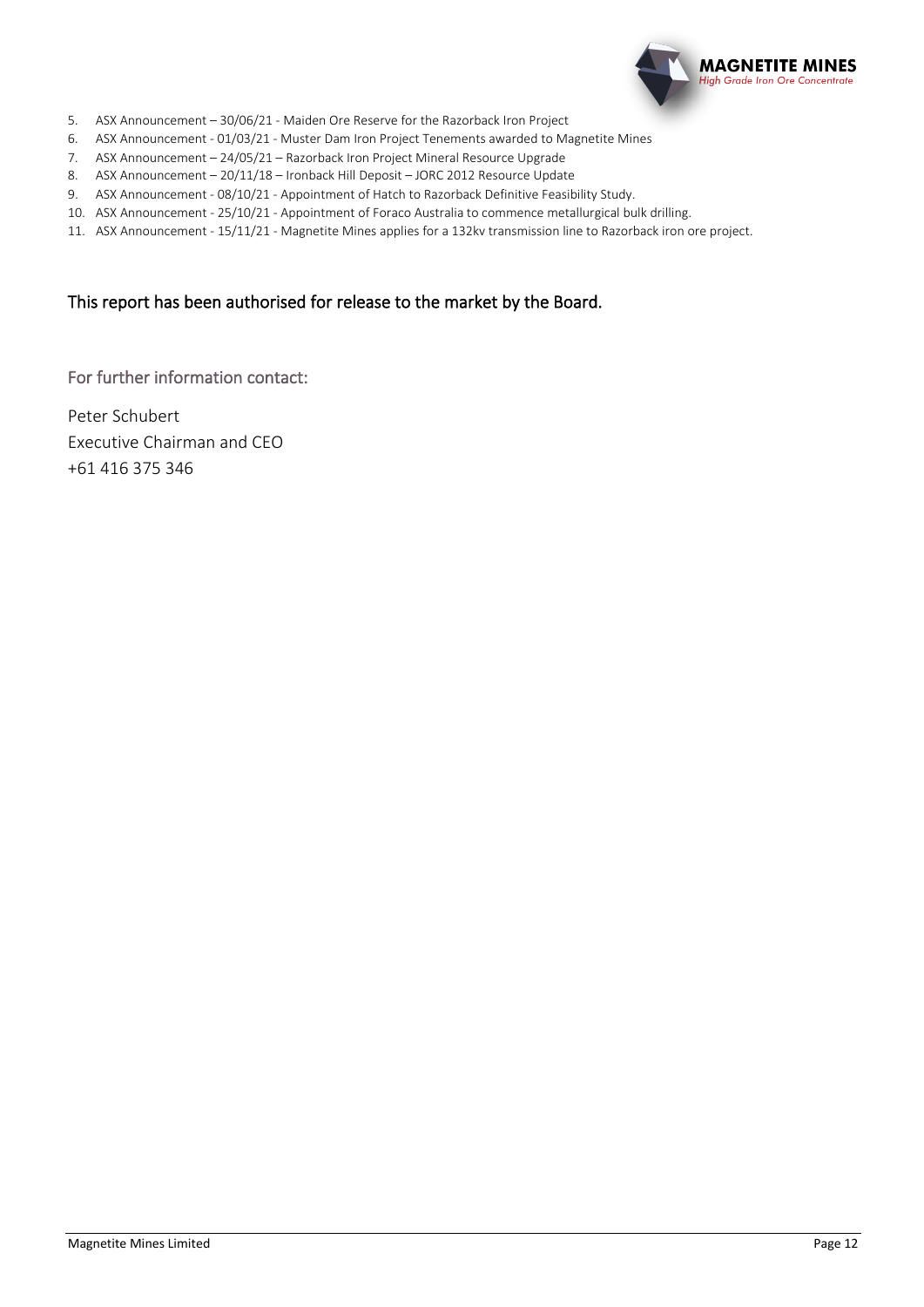5. ASX Announcement – 30/06/21 - Maiden Ore Reserve for the Razorback Iron Project
6. ASX Announcement - 01/03/21 - Muster Dam Iron Project Tenements awarded to Magnetite Mines
7. ASX Announcement – 24/05/21 – Razorback Iron Project Mineral Resource Upgrade
8. ASX Announcement – 20/11/18 – Ironback Hill Deposit – JORC 2012 Resource Update
9. ASX Announcement - 08/10/21 - Appointment of Hatch to Razorback Definitive Feasibility Study.
10. ASX Announcement - 25/10/21 - Appointment of Foraco Australia to commence metallurgical bulk drilling.
11. ASX Announcement - 15/11/21 - Magnetite Mines applies for a 132kv transmission line to Razorback iron ore project.

## This report has been authorised for release to the market by the Board.

### For further information contact:

Peter Schubert
Executive Chairman and CEO
+61 416 375 346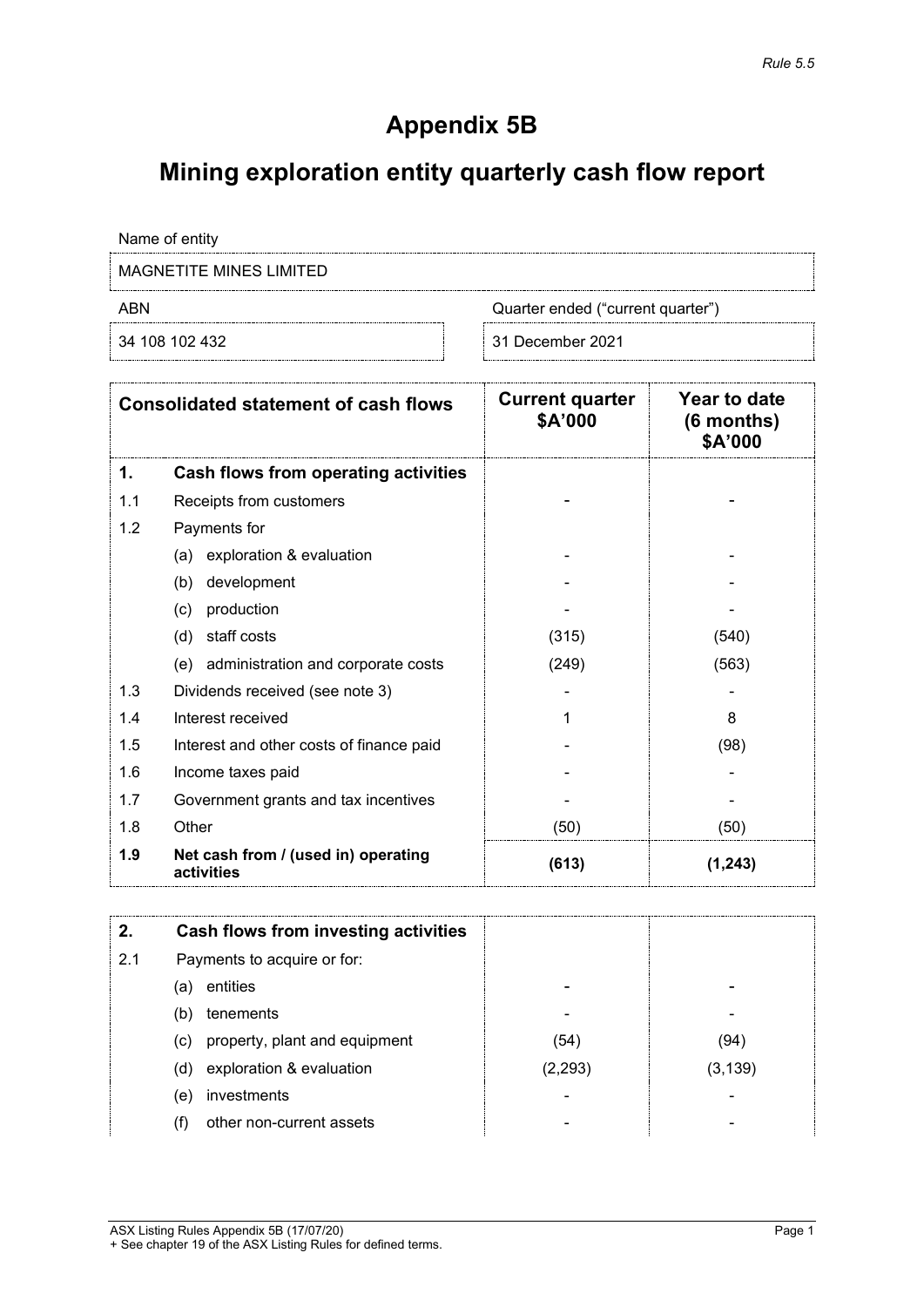*Rule 5.5*

# Appendix 5B

# Mining exploration entity quarterly cash flow report

| Name of entity | |
|---|---|
| MAGNETITE MINES LIMITED | |
| **ABN** | **Quarter ended ("current quarter")** |
| 34 108 102 432 | 31 December 2021 |

| | Consolidated statement of cash flows | Current quarter $A'000 | Year to date (6 months) $A'000 |
|---|---|---|---|
| **1.** | **Cash flows from operating activities** | | |
| 1.1 | Receipts from customers | - | - |
| 1.2 | Payments for | | |
| | (a) exploration & evaluation | - | - |
| | (b) development | - | - |
| | (c) production | - | - |
| | (d) staff costs | (315) | (540) |
| | (e) administration and corporate costs | (249) | (563) |
| 1.3 | Dividends received (see note 3) | - | - |
| 1.4 | Interest received | 1 | 8 |
| 1.5 | Interest and other costs of finance paid | - | (98) |
| 1.6 | Income taxes paid | - | - |
| 1.7 | Government grants and tax incentives | - | - |
| 1.8 | Other | (50) | (50) |
| **1.9** | **Net cash from / (used in) operating activities** | **(613)** | **(1,243)** |

| | | | |
|---|---|---|---|
| **2.** | **Cash flows from investing activities** | | |
| 2.1 | Payments to acquire or for: | | |
| | (a) entities | - | - |
| | (b) tenements | - | - |
| | (c) property, plant and equipment | (54) | (94) |
| | (d) exploration & evaluation | (2,293) | (3,139) |
| | (e) investments | - | - |
| | (f) other non-current assets | - | - |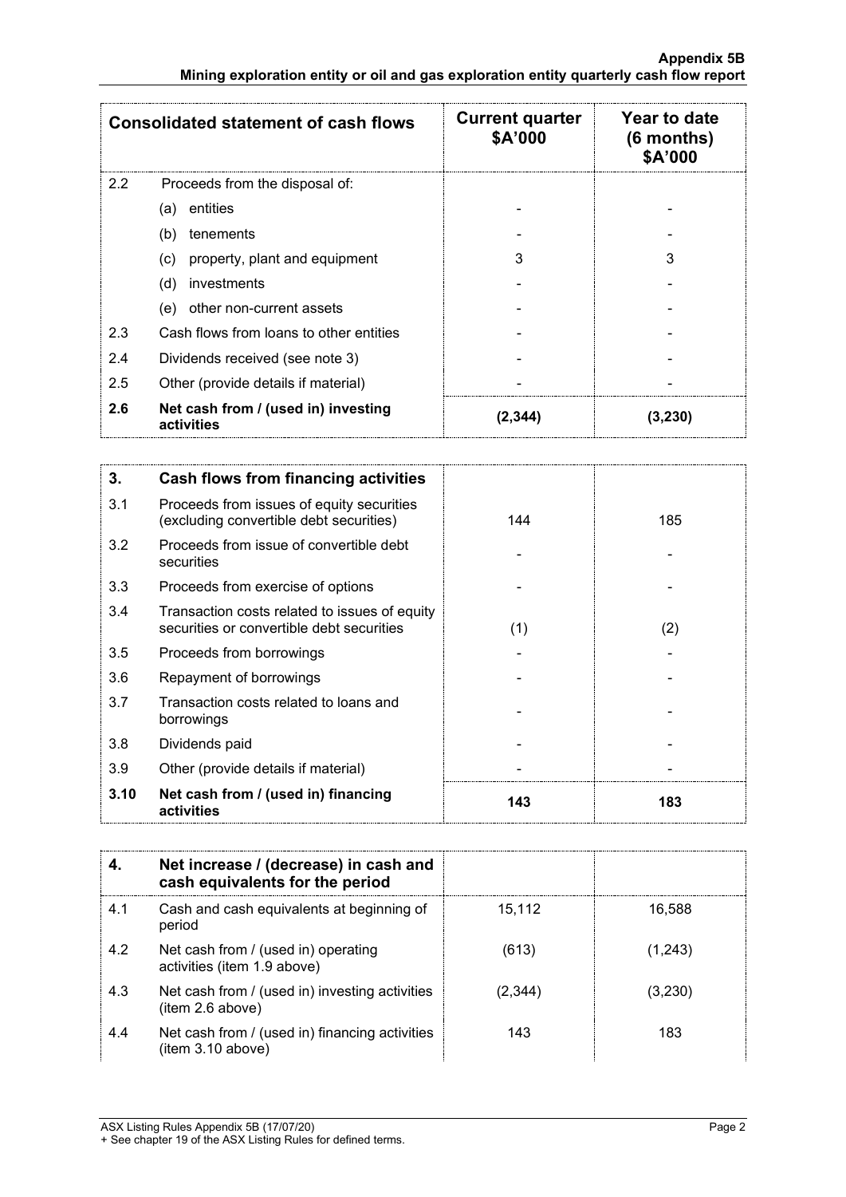| Consolidated statement of cash flows | | Current quarter $A'000 | Year to date (6 months) $A'000 |
|---|---|---|---|
| 2.2 | Proceeds from the disposal of: | | |
| | (a) entities | - | - |
| | (b) tenements | - | - |
| | (c) property, plant and equipment | 3 | 3 |
| | (d) investments | - | - |
| | (e) other non-current assets | - | - |
| 2.3 | Cash flows from loans to other entities | - | - |
| 2.4 | Dividends received (see note 3) | - | - |
| 2.5 | Other (provide details if material) | - | - |
| **2.6** | **Net cash from / (used in) investing activities** | **(2,344)** | **(3,230)** |

| **3.** | **Cash flows from financing activities** | | |
|---|---|---|---|
| 3.1 | Proceeds from issues of equity securities (excluding convertible debt securities) | 144 | 185 |
| 3.2 | Proceeds from issue of convertible debt securities | - | - |
| 3.3 | Proceeds from exercise of options | - | - |
| 3.4 | Transaction costs related to issues of equity securities or convertible debt securities | (1) | (2) |
| 3.5 | Proceeds from borrowings | - | - |
| 3.6 | Repayment of borrowings | - | - |
| 3.7 | Transaction costs related to loans and borrowings | - | - |
| 3.8 | Dividends paid | - | - |
| 3.9 | Other (provide details if material) | - | - |
| **3.10** | **Net cash from / (used in) financing activities** | **143** | **183** |

| **4.** | **Net increase / (decrease) in cash and cash equivalents for the period** | | |
|---|---|---|---|
| 4.1 | Cash and cash equivalents at beginning of period | 15,112 | 16,588 |
| 4.2 | Net cash from / (used in) operating activities (item 1.9 above) | (613) | (1,243) |
| 4.3 | Net cash from / (used in) investing activities (item 2.6 above) | (2,344) | (3,230) |
| 4.4 | Net cash from / (used in) financing activities (item 3.10 above) | 143 | 183 |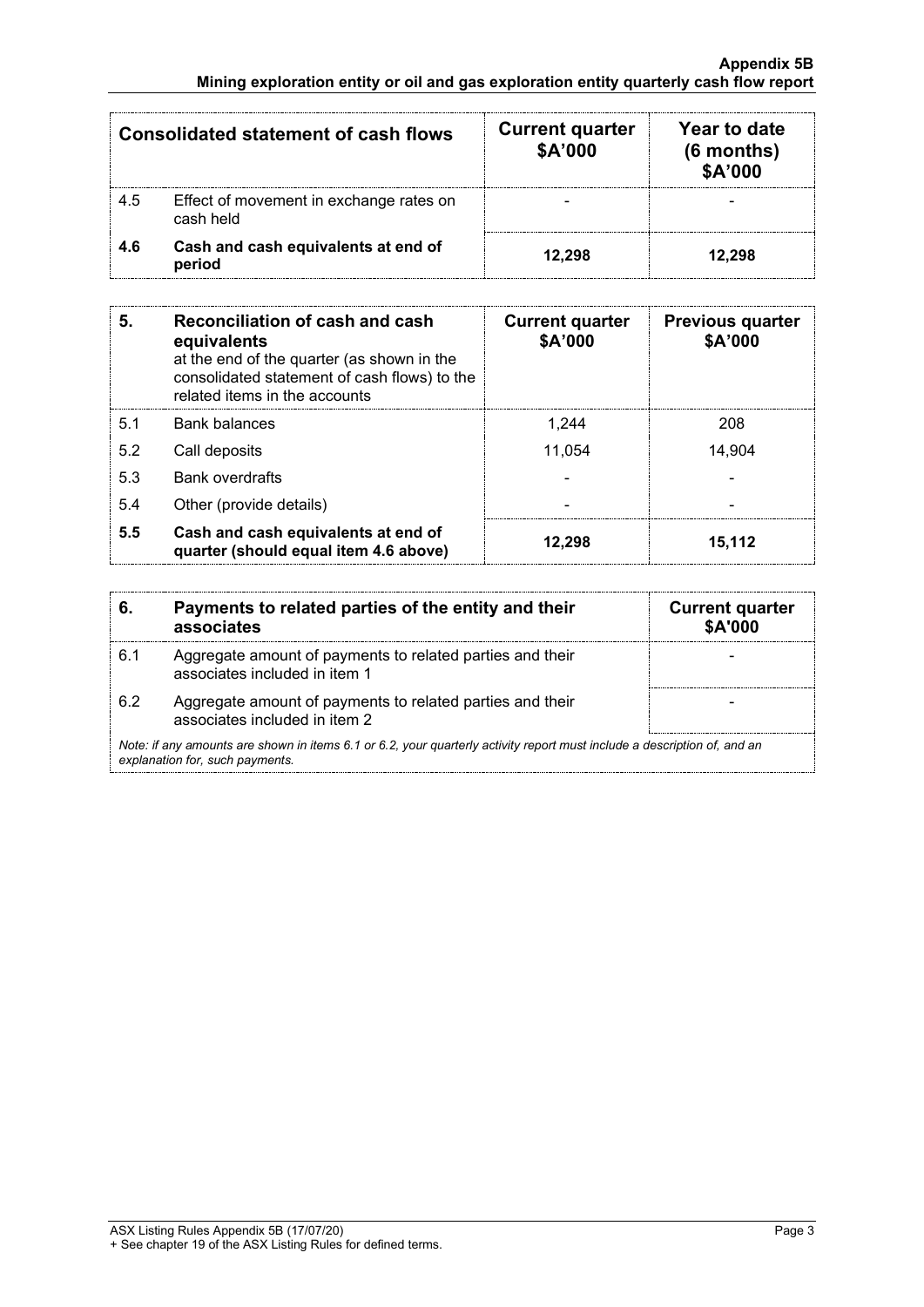| Consolidated statement of cash flows | | Current quarter $A'000 | Year to date (6 months) $A'000 |
|---|---|---|---|
| 4.5 | Effect of movement in exchange rates on cash held | - | - |
| **4.6** | **Cash and cash equivalents at end of period** | **12,298** | **12,298** |

| **5.** | **Reconciliation of cash and cash equivalents** at the end of the quarter (as shown in the consolidated statement of cash flows) to the related items in the accounts | **Current quarter $A'000** | **Previous quarter $A'000** |
|---|---|---|---|
| 5.1 | Bank balances | 1,244 | 208 |
| 5.2 | Call deposits | 11,054 | 14,904 |
| 5.3 | Bank overdrafts | - | - |
| 5.4 | Other (provide details) | - | - |
| **5.5** | **Cash and cash equivalents at end of quarter (should equal item 4.6 above)** | **12,298** | **15,112** |

| **6.** | **Payments to related parties of the entity and their associates** | **Current quarter $A'000** |
|---|---|---|
| 6.1 | Aggregate amount of payments to related parties and their associates included in item 1 | - |
| 6.2 | Aggregate amount of payments to related parties and their associates included in item 2 | - |

*Note: if any amounts are shown in items 6.1 or 6.2, your quarterly activity report must include a description of, and an explanation for, such payments.*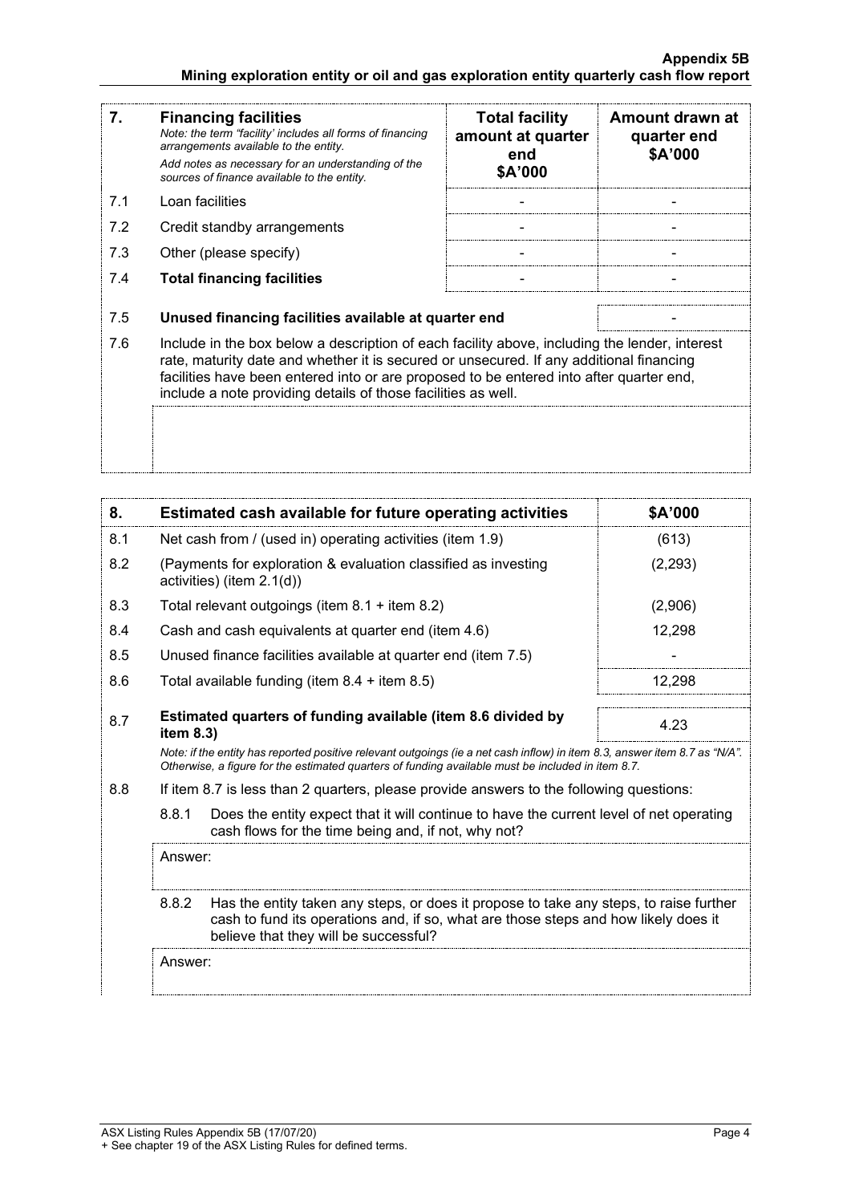| 7. | **Financing facilities**<br>*Note: the term "facility' includes all forms of financing arrangements available to the entity.*<br>*Add notes as necessary for an understanding of the sources of finance available to the entity.* | **Total facility amount at quarter end**<br>**\$A'000** | **Amount drawn at quarter end**<br>**\$A'000** |
|---|---|---|---|
| 7.1 | Loan facilities | - | - |
| 7.2 | Credit standby arrangements | - | - |
| 7.3 | Other (please specify) | - | - |
| 7.4 | **Total financing facilities** | - | - |
| 7.5 | **Unused financing facilities available at quarter end** | | - |
| 7.6 | Include in the box below a description of each facility above, including the lender, interest rate, maturity date and whether it is secured or unsecured. If any additional financing facilities have been entered into or are proposed to be entered into after quarter end, include a note providing details of those facilities as well. | | |
| | | | |

| 8. | **Estimated cash available for future operating activities** | **\$A'000** |
|---|---|---|
| 8.1 | Net cash from / (used in) operating activities (item 1.9) | (613) |
| 8.2 | (Payments for exploration & evaluation classified as investing activities) (item 2.1(d)) | (2,293) |
| 8.3 | Total relevant outgoings (item 8.1 + item 8.2) | (2,906) |
| 8.4 | Cash and cash equivalents at quarter end (item 4.6) | 12,298 |
| 8.5 | Unused finance facilities available at quarter end (item 7.5) | - |
| 8.6 | Total available funding (item 8.4 + item 8.5) | 12,298 |
| 8.7 | **Estimated quarters of funding available (item 8.6 divided by item 8.3)** | 4.23 |

*Note: if the entity has reported positive relevant outgoings (ie a net cash inflow) in item 8.3, answer item 8.7 as "N/A". Otherwise, a figure for the estimated quarters of funding available must be included in item 8.7.*

8.8 If item 8.7 is less than 2 quarters, please provide answers to the following questions:

8.8.1 Does the entity expect that it will continue to have the current level of net operating cash flows for the time being and, if not, why not?

Answer:

8.8.2 Has the entity taken any steps, or does it propose to take any steps, to raise further cash to fund its operations and, if so, what are those steps and how likely does it believe that they will be successful?

Answer: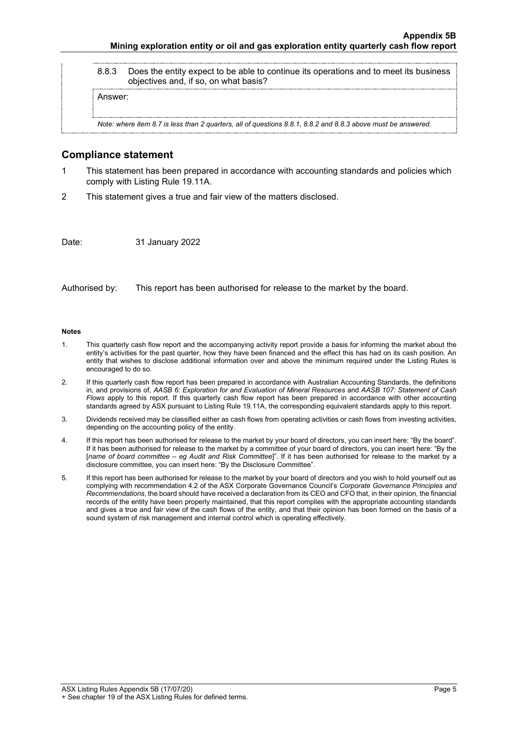| | | |
|---|---|---|
| 8.8.3 | Does the entity expect to be able to continue its operations and to meet its business objectives and, if so, on what basis? | |
| Answer: | | |
| *Note: where item 8.7 is less than 2 quarters, all of questions 8.8.1, 8.8.2 and 8.8.3 above must be answered.* | | |

## Compliance statement

1 This statement has been prepared in accordance with accounting standards and policies which comply with Listing Rule 19.11A.

2 This statement gives a true and fair view of the matters disclosed.

Date: 31 January 2022

Authorised by: This report has been authorised for release to the market by the board.

**Notes**

1. This quarterly cash flow report and the accompanying activity report provide a basis for informing the market about the entity's activities for the past quarter, how they have been financed and the effect this has had on its cash position. An entity that wishes to disclose additional information over and above the minimum required under the Listing Rules is encouraged to do so.
2. If this quarterly cash flow report has been prepared in accordance with Australian Accounting Standards, the definitions in, and provisions of, *AASB 6: Exploration for and Evaluation of Mineral Resources* and *AASB 107: Statement of Cash Flows* apply to this report. If this quarterly cash flow report has been prepared in accordance with other accounting standards agreed by ASX pursuant to Listing Rule 19.11A, the corresponding equivalent standards apply to this report.
3. Dividends received may be classified either as cash flows from operating activities or cash flows from investing activities, depending on the accounting policy of the entity.
4. If this report has been authorised for release to the market by your board of directors, you can insert here: "By the board". If it has been authorised for release to the market by a committee of your board of directors, you can insert here: "By the [*name of board committee – eg Audit and Risk Committee*]". If it has been authorised for release to the market by a disclosure committee, you can insert here: "By the Disclosure Committee".
5. If this report has been authorised for release to the market by your board of directors and you wish to hold yourself out as complying with recommendation 4.2 of the ASX Corporate Governance Council's *Corporate Governance Principles and Recommendations*, the board should have received a declaration from its CEO and CFO that, in their opinion, the financial records of the entity have been properly maintained, that this report complies with the appropriate accounting standards and gives a true and fair view of the cash flows of the entity, and that their opinion has been formed on the basis of a sound system of risk management and internal control which is operating effectively.